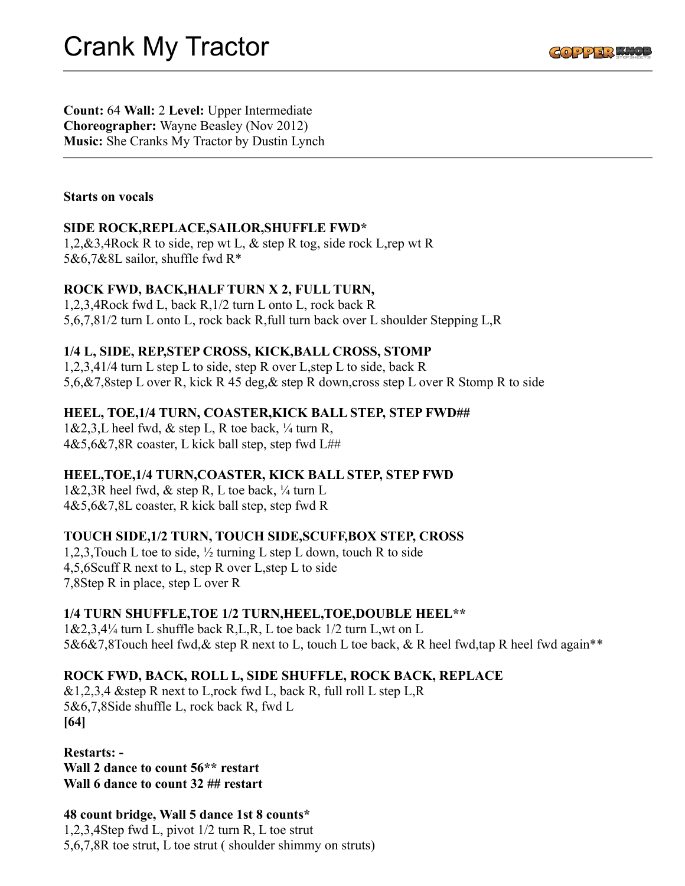# Crank My Tractor

**Count:** 64 **Wall:** 2 **Level:** Upper Intermediate
**Choreographer:** Wayne Beasley (Nov 2012)
**Music:** She Cranks My Tractor by Dustin Lynch

---

**Starts on vocals**

**SIDE ROCK,REPLACE,SAILOR,SHUFFLE FWD***
1,2,&3,4Rock R to side, rep wt L, & step R tog, side rock L,rep wt R
5&6,7&8L sailor, shuffle fwd R*

**ROCK FWD, BACK,HALF TURN X 2, FULL TURN,**
1,2,3,4Rock fwd L, back R,1/2 turn L onto L, rock back R
5,6,7,81/2 turn L onto L, rock back R,full turn back over L shoulder Stepping L,R

**1/4 L, SIDE, REP,STEP CROSS, KICK,BALL CROSS, STOMP**
1,2,3,41/4 turn L step L to side, step R over L,step L to side, back R
5,6,&7,8step L over R, kick R 45 deg,& step R down,cross step L over R Stomp R to side

**HEEL, TOE,1/4 TURN, COASTER,KICK BALL STEP, STEP FWD##**
1&2,3,L heel fwd, & step L, R toe back, ¼ turn R,
4&5,6&7,8R coaster, L kick ball step, step fwd L##

**HEEL,TOE,1/4 TURN,COASTER, KICK BALL STEP, STEP FWD**
1&2,3R heel fwd, & step R, L toe back, ¼ turn L
4&5,6&7,8L coaster, R kick ball step, step fwd R

**TOUCH SIDE,1/2 TURN, TOUCH SIDE,SCUFF,BOX STEP, CROSS**
1,2,3,Touch L toe to side, ½ turning L step L down, touch R to side
4,5,6Scuff R next to L, step R over L,step L to side
7,8Step R in place, step L over R

**1/4 TURN SHUFFLE,TOE 1/2 TURN,HEEL,TOE,DOUBLE HEEL****
1&2,3,4¼ turn L shuffle back R,L,R, L toe back 1/2 turn L,wt on L
5&6&7,8Touch heel fwd,& step R next to L, touch L toe back, & R heel fwd,tap R heel fwd again**

**ROCK FWD, BACK, ROLL L, SIDE SHUFFLE, ROCK BACK, REPLACE**
&1,2,3,4 &step R next to L,rock fwd L, back R, full roll L step L,R
5&6,7,8Side shuffle L, rock back R, fwd L
**[64]**

**Restarts: -**
**Wall 2 dance to count 56** restart**
**Wall 6 dance to count 32 ## restart**

**48 count bridge, Wall 5 dance 1st 8 counts***
1,2,3,4Step fwd L, pivot 1/2 turn R, L toe strut
5,6,7,8R toe strut, L toe strut ( shoulder shimmy on struts)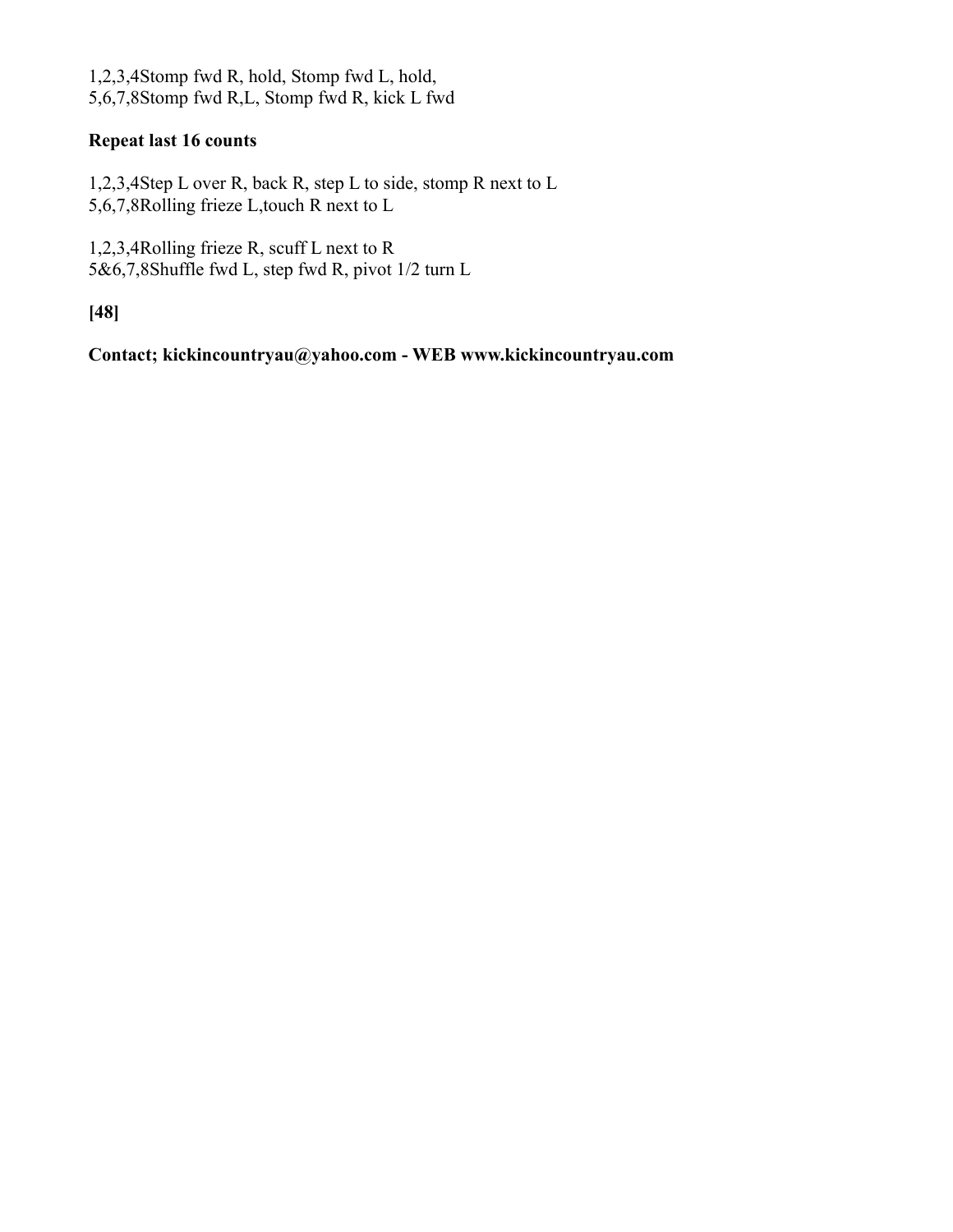1,2,3,4Stomp fwd R, hold, Stomp fwd L, hold,
5,6,7,8Stomp fwd R,L, Stomp fwd R, kick L fwd

**Repeat last 16 counts**

1,2,3,4Step L over R, back R, step L to side, stomp R next to L
5,6,7,8Rolling frieze L,touch R next to L

1,2,3,4Rolling frieze R, scuff L next to R
5&6,7,8Shuffle fwd L, step fwd R, pivot 1/2 turn L

**[48]**

**Contact; kickincountryau@yahoo.com - WEB www.kickincountryau.com**